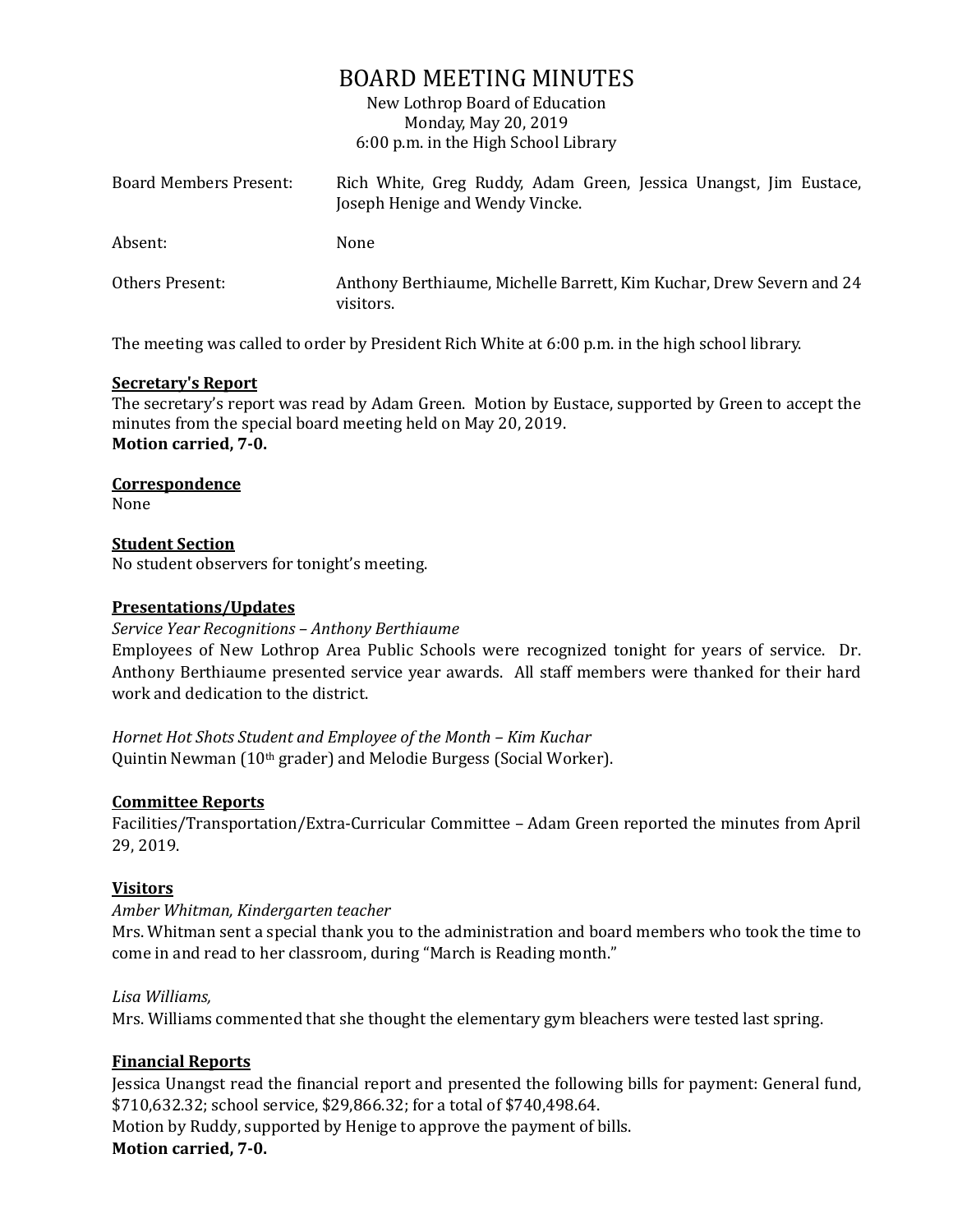# BOARD MEETING MINUTES

New Lothrop Board of Education
Monday, May 20, 2019
6:00 p.m. in the High School Library

| | |
|---|---|
| Board Members Present: | Rich White, Greg Ruddy, Adam Green, Jessica Unangst, Jim Eustace, Joseph Henige and Wendy Vincke. |
| Absent: | None |
| Others Present: | Anthony Berthiaume, Michelle Barrett, Kim Kuchar, Drew Severn and 24 visitors. |

The meeting was called to order by President Rich White at 6:00 p.m. in the high school library.

**Secretary's Report**

The secretary's report was read by Adam Green. Motion by Eustace, supported by Green to accept the minutes from the special board meeting held on May 20, 2019.
**Motion carried, 7-0.**

**Correspondence**

None

**Student Section**

No student observers for tonight's meeting.

**Presentations/Updates**

*Service Year Recognitions – Anthony Berthiaume*

Employees of New Lothrop Area Public Schools were recognized tonight for years of service. Dr. Anthony Berthiaume presented service year awards. All staff members were thanked for their hard work and dedication to the district.

*Hornet Hot Shots Student and Employee of the Month – Kim Kuchar*

Quintin Newman (10th grader) and Melodie Burgess (Social Worker).

**Committee Reports**

Facilities/Transportation/Extra-Curricular Committee – Adam Green reported the minutes from April 29, 2019.

**Visitors**

*Amber Whitman, Kindergarten teacher*

Mrs. Whitman sent a special thank you to the administration and board members who took the time to come in and read to her classroom, during "March is Reading month."

*Lisa Williams,*

Mrs. Williams commented that she thought the elementary gym bleachers were tested last spring.

**Financial Reports**

Jessica Unangst read the financial report and presented the following bills for payment: General fund, $710,632.32; school service, $29,866.32; for a total of $740,498.64.
Motion by Ruddy, supported by Henige to approve the payment of bills.
**Motion carried, 7-0.**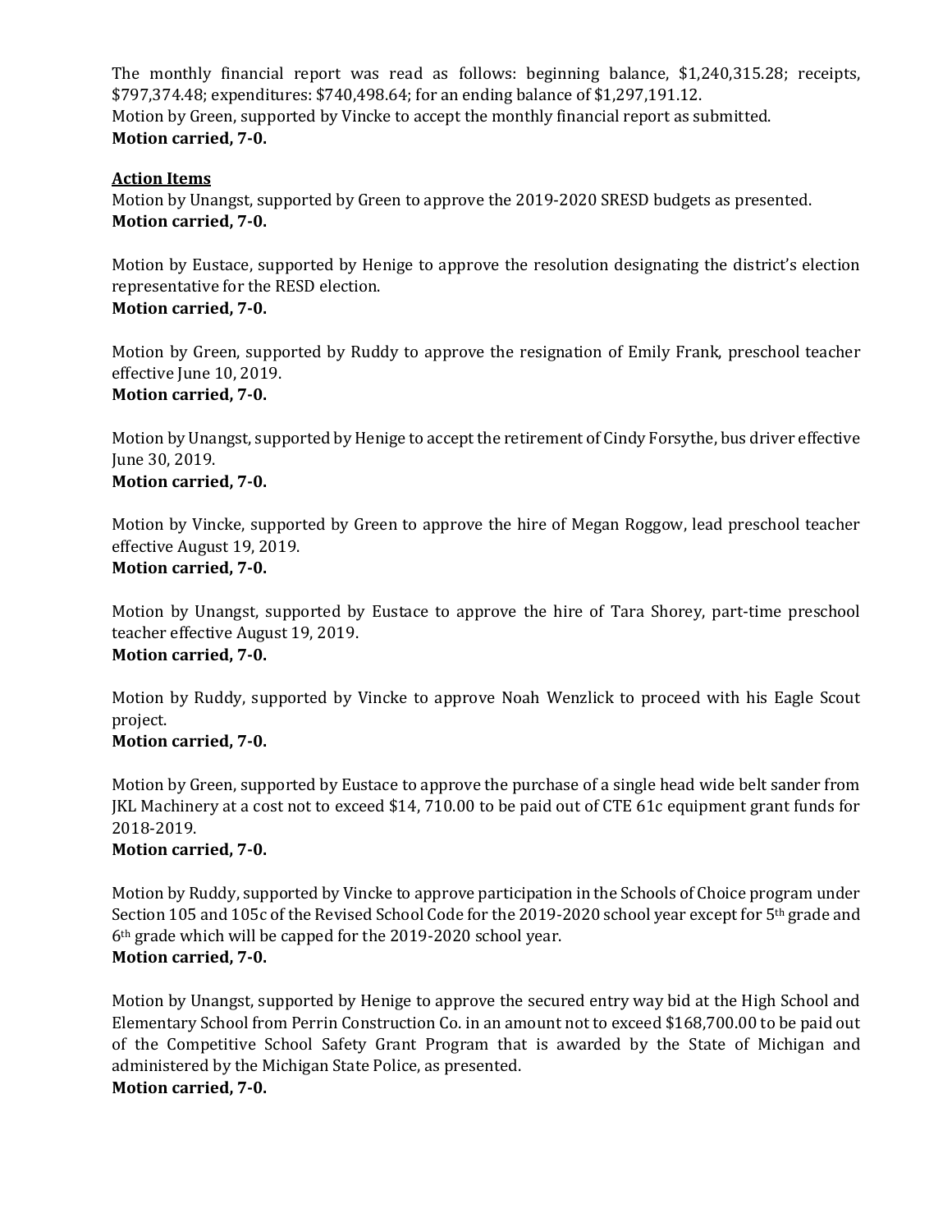The monthly financial report was read as follows: beginning balance, $1,240,315.28; receipts, $797,374.48; expenditures: $740,498.64; for an ending balance of $1,297,191.12.
Motion by Green, supported by Vincke to accept the monthly financial report as submitted.
**Motion carried, 7-0.**

**Action Items**
Motion by Unangst, supported by Green to approve the 2019-2020 SRESD budgets as presented.
**Motion carried, 7-0.**

Motion by Eustace, supported by Henige to approve the resolution designating the district's election representative for the RESD election.
**Motion carried, 7-0.**

Motion by Green, supported by Ruddy to approve the resignation of Emily Frank, preschool teacher effective June 10, 2019.
**Motion carried, 7-0.**

Motion by Unangst, supported by Henige to accept the retirement of Cindy Forsythe, bus driver effective June 30, 2019.
**Motion carried, 7-0.**

Motion by Vincke, supported by Green to approve the hire of Megan Roggow, lead preschool teacher effective August 19, 2019.
**Motion carried, 7-0.**

Motion by Unangst, supported by Eustace to approve the hire of Tara Shorey, part-time preschool teacher effective August 19, 2019.
**Motion carried, 7-0.**

Motion by Ruddy, supported by Vincke to approve Noah Wenzlick to proceed with his Eagle Scout project.
**Motion carried, 7-0.**

Motion by Green, supported by Eustace to approve the purchase of a single head wide belt sander from JKL Machinery at a cost not to exceed $14, 710.00 to be paid out of CTE 61c equipment grant funds for 2018-2019.
**Motion carried, 7-0.**

Motion by Ruddy, supported by Vincke to approve participation in the Schools of Choice program under Section 105 and 105c of the Revised School Code for the 2019-2020 school year except for 5th grade and 6th grade which will be capped for the 2019-2020 school year.
**Motion carried, 7-0.**

Motion by Unangst, supported by Henige to approve the secured entry way bid at the High School and Elementary School from Perrin Construction Co. in an amount not to exceed $168,700.00 to be paid out of the Competitive School Safety Grant Program that is awarded by the State of Michigan and administered by the Michigan State Police, as presented.
**Motion carried, 7-0.**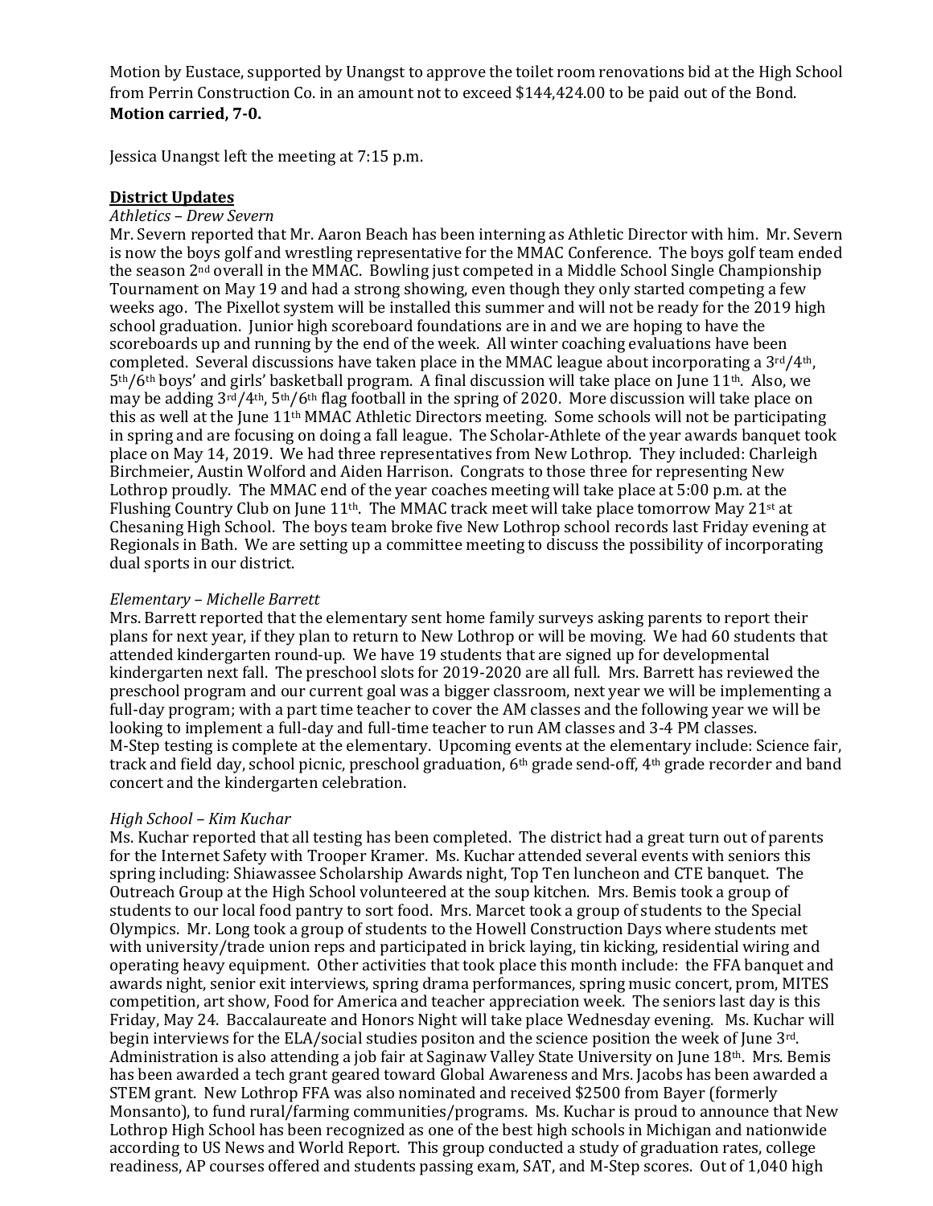Motion by Eustace, supported by Unangst to approve the toilet room renovations bid at the High School from Perrin Construction Co. in an amount not to exceed $144,424.00 to be paid out of the Bond. **Motion carried, 7-0.**

Jessica Unangst left the meeting at 7:15 p.m.

## District Updates

*Athletics – Drew Severn*

Mr. Severn reported that Mr. Aaron Beach has been interning as Athletic Director with him. Mr. Severn is now the boys golf and wrestling representative for the MMAC Conference. The boys golf team ended the season 2nd overall in the MMAC. Bowling just competed in a Middle School Single Championship Tournament on May 19 and had a strong showing, even though they only started competing a few weeks ago. The Pixellot system will be installed this summer and will not be ready for the 2019 high school graduation. Junior high scoreboard foundations are in and we are hoping to have the scoreboards up and running by the end of the week. All winter coaching evaluations have been completed. Several discussions have taken place in the MMAC league about incorporating a 3rd/4th, 5th/6th boys' and girls' basketball program. A final discussion will take place on June 11th. Also, we may be adding 3rd/4th, 5th/6th flag football in the spring of 2020. More discussion will take place on this as well at the June 11th MMAC Athletic Directors meeting. Some schools will not be participating in spring and are focusing on doing a fall league. The Scholar-Athlete of the year awards banquet took place on May 14, 2019. We had three representatives from New Lothrop. They included: Charleigh Birchmeier, Austin Wolford and Aiden Harrison. Congrats to those three for representing New Lothrop proudly. The MMAC end of the year coaches meeting will take place at 5:00 p.m. at the Flushing Country Club on June 11th. The MMAC track meet will take place tomorrow May 21st at Chesaning High School. The boys team broke five New Lothrop school records last Friday evening at Regionals in Bath. We are setting up a committee meeting to discuss the possibility of incorporating dual sports in our district.

*Elementary – Michelle Barrett*

Mrs. Barrett reported that the elementary sent home family surveys asking parents to report their plans for next year, if they plan to return to New Lothrop or will be moving. We had 60 students that attended kindergarten round-up. We have 19 students that are signed up for developmental kindergarten next fall. The preschool slots for 2019-2020 are all full. Mrs. Barrett has reviewed the preschool program and our current goal was a bigger classroom, next year we will be implementing a full-day program; with a part time teacher to cover the AM classes and the following year we will be looking to implement a full-day and full-time teacher to run AM classes and 3-4 PM classes. M-Step testing is complete at the elementary. Upcoming events at the elementary include: Science fair, track and field day, school picnic, preschool graduation, 6th grade send-off, 4th grade recorder and band concert and the kindergarten celebration.

*High School – Kim Kuchar*

Ms. Kuchar reported that all testing has been completed. The district had a great turn out of parents for the Internet Safety with Trooper Kramer. Ms. Kuchar attended several events with seniors this spring including: Shiawassee Scholarship Awards night, Top Ten luncheon and CTE banquet. The Outreach Group at the High School volunteered at the soup kitchen. Mrs. Bemis took a group of students to our local food pantry to sort food. Mrs. Marcet took a group of students to the Special Olympics. Mr. Long took a group of students to the Howell Construction Days where students met with university/trade union reps and participated in brick laying, tin kicking, residential wiring and operating heavy equipment. Other activities that took place this month include: the FFA banquet and awards night, senior exit interviews, spring drama performances, spring music concert, prom, MITES competition, art show, Food for America and teacher appreciation week. The seniors last day is this Friday, May 24. Baccalaureate and Honors Night will take place Wednesday evening. Ms. Kuchar will begin interviews for the ELA/social studies positon and the science position the week of June 3rd. Administration is also attending a job fair at Saginaw Valley State University on June 18th. Mrs. Bemis has been awarded a tech grant geared toward Global Awareness and Mrs. Jacobs has been awarded a STEM grant. New Lothrop FFA was also nominated and received $2500 from Bayer (formerly Monsanto), to fund rural/farming communities/programs. Ms. Kuchar is proud to announce that New Lothrop High School has been recognized as one of the best high schools in Michigan and nationwide according to US News and World Report. This group conducted a study of graduation rates, college readiness, AP courses offered and students passing exam, SAT, and M-Step scores. Out of 1,040 high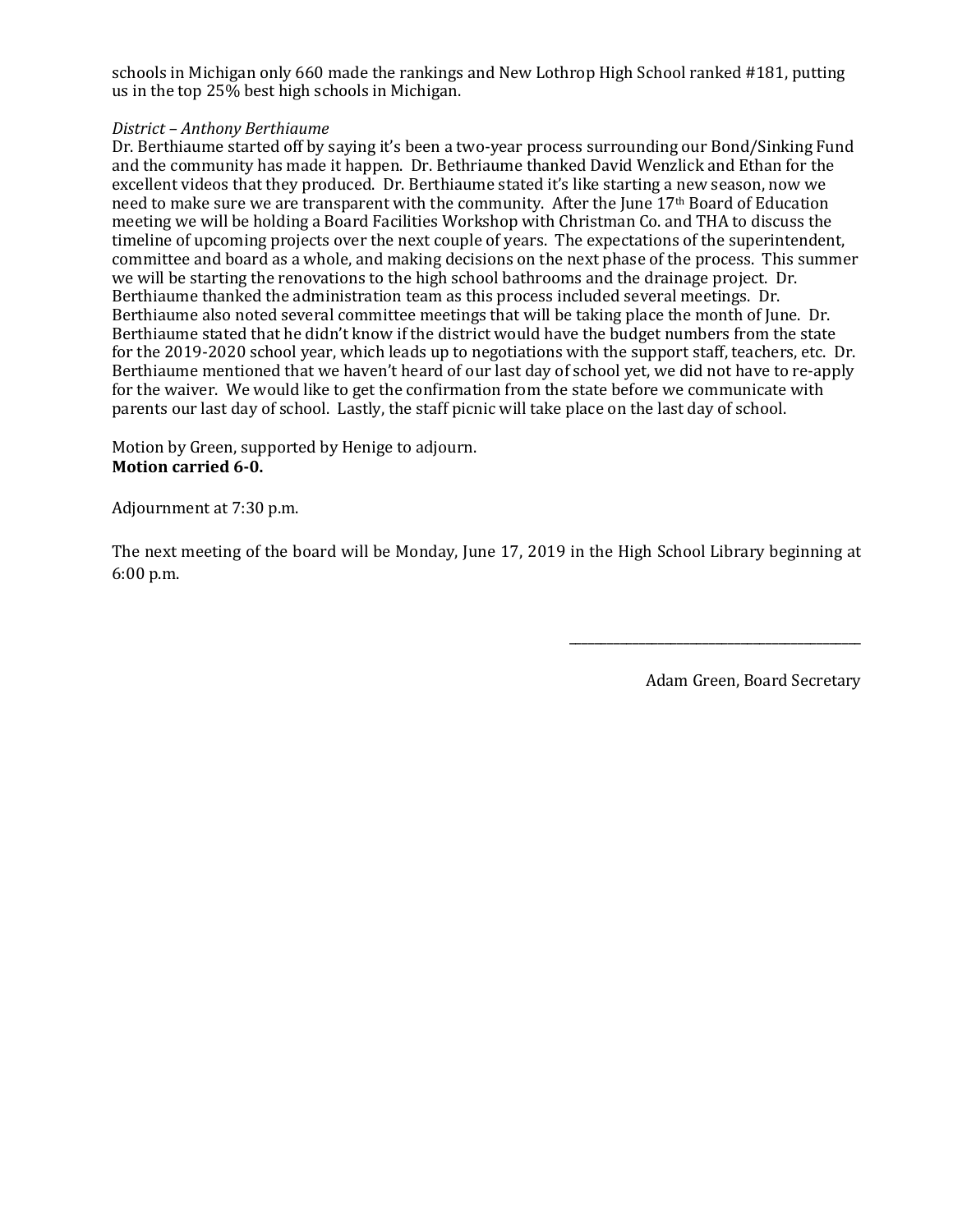schools in Michigan only 660 made the rankings and New Lothrop High School ranked #181, putting us in the top 25% best high schools in Michigan.

*District – Anthony Berthiaume*

Dr. Berthiaume started off by saying it's been a two-year process surrounding our Bond/Sinking Fund and the community has made it happen. Dr. Bethriaume thanked David Wenzlick and Ethan for the excellent videos that they produced. Dr. Berthiaume stated it's like starting a new season, now we need to make sure we are transparent with the community. After the June 17th Board of Education meeting we will be holding a Board Facilities Workshop with Christman Co. and THA to discuss the timeline of upcoming projects over the next couple of years. The expectations of the superintendent, committee and board as a whole, and making decisions on the next phase of the process. This summer we will be starting the renovations to the high school bathrooms and the drainage project. Dr. Berthiaume thanked the administration team as this process included several meetings. Dr. Berthiaume also noted several committee meetings that will be taking place the month of June. Dr. Berthiaume stated that he didn't know if the district would have the budget numbers from the state for the 2019-2020 school year, which leads up to negotiations with the support staff, teachers, etc. Dr. Berthiaume mentioned that we haven't heard of our last day of school yet, we did not have to re-apply for the waiver. We would like to get the confirmation from the state before we communicate with parents our last day of school. Lastly, the staff picnic will take place on the last day of school.

Motion by Green, supported by Henige to adjourn.
**Motion carried 6-0.**

Adjournment at 7:30 p.m.

The next meeting of the board will be Monday, June 17, 2019 in the High School Library beginning at 6:00 p.m.

\_\_\_\_\_\_\_\_\_\_\_\_\_\_\_\_\_\_\_\_\_\_\_\_\_\_\_\_\_\_\_\_\_\_\_\_\_\_\_\_\_\_

Adam Green, Board Secretary